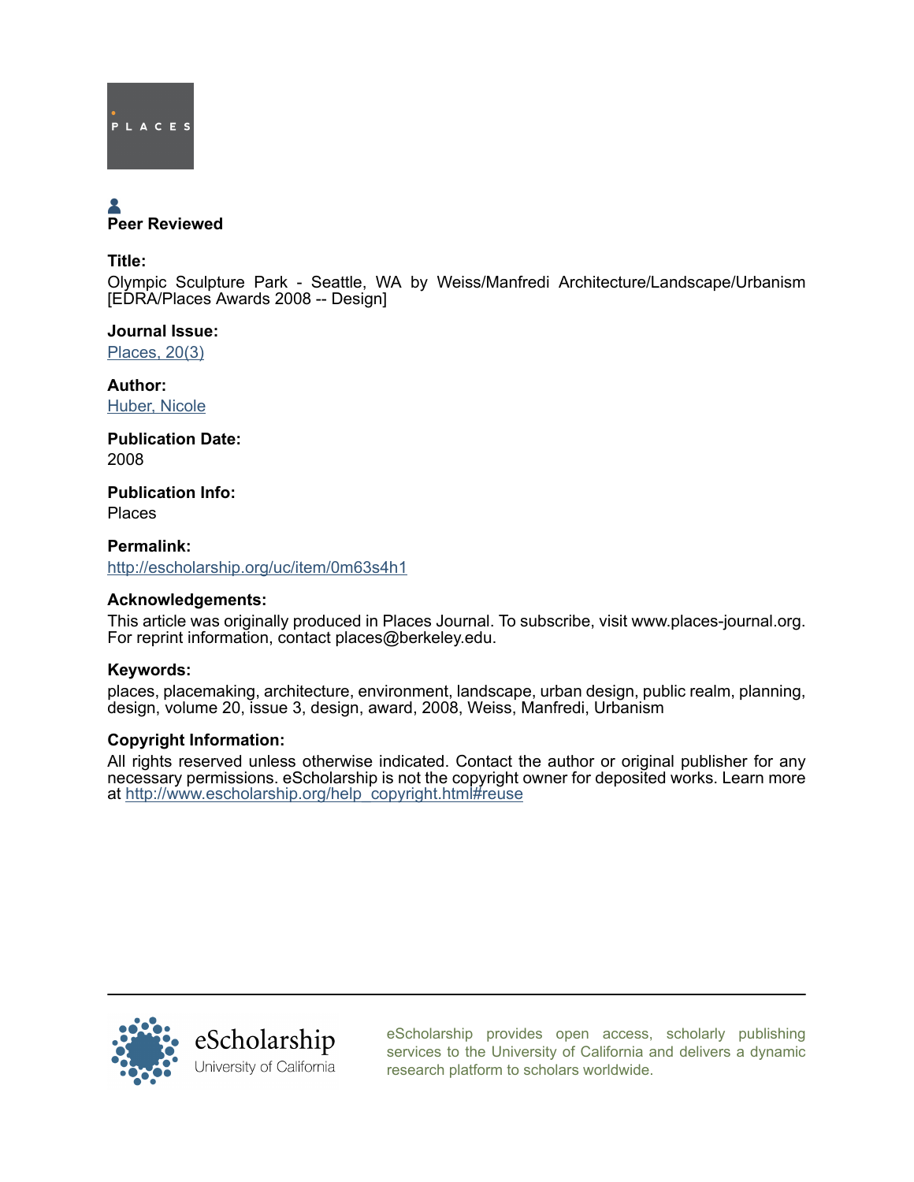PLACES

Peer Reviewed

**Title:**

Olympic Sculpture Park - Seattle, WA by Weiss/Manfredi Architecture/Landscape/Urbanism [EDRA/Places Awards 2008 -- Design]

**Journal Issue:**

[Places, 20(3)](#)

**Author:**

[Huber, Nicole](#)

**Publication Date:**

2008

**Publication Info:**

Places

**Permalink:**

[http://escholarship.org/uc/item/0m63s4h1](http://escholarship.org/uc/item/0m63s4h1)

**Acknowledgements:**

This article was originally produced in Places Journal. To subscribe, visit www.places-journal.org. For reprint information, contact places@berkeley.edu.

**Keywords:**

places, placemaking, architecture, environment, landscape, urban design, public realm, planning, design, volume 20, issue 3, design, award, 2008, Weiss, Manfredi, Urbanism

**Copyright Information:**

All rights reserved unless otherwise indicated. Contact the author or original publisher for any necessary permissions. eScholarship is not the copyright owner for deposited works. Learn more at [http://www.escholarship.org/help_copyright.html#reuse](http://www.escholarship.org/help_copyright.html#reuse)

eScholarship
University of California

eScholarship provides open access, scholarly publishing services to the University of California and delivers a dynamic research platform to scholars worldwide.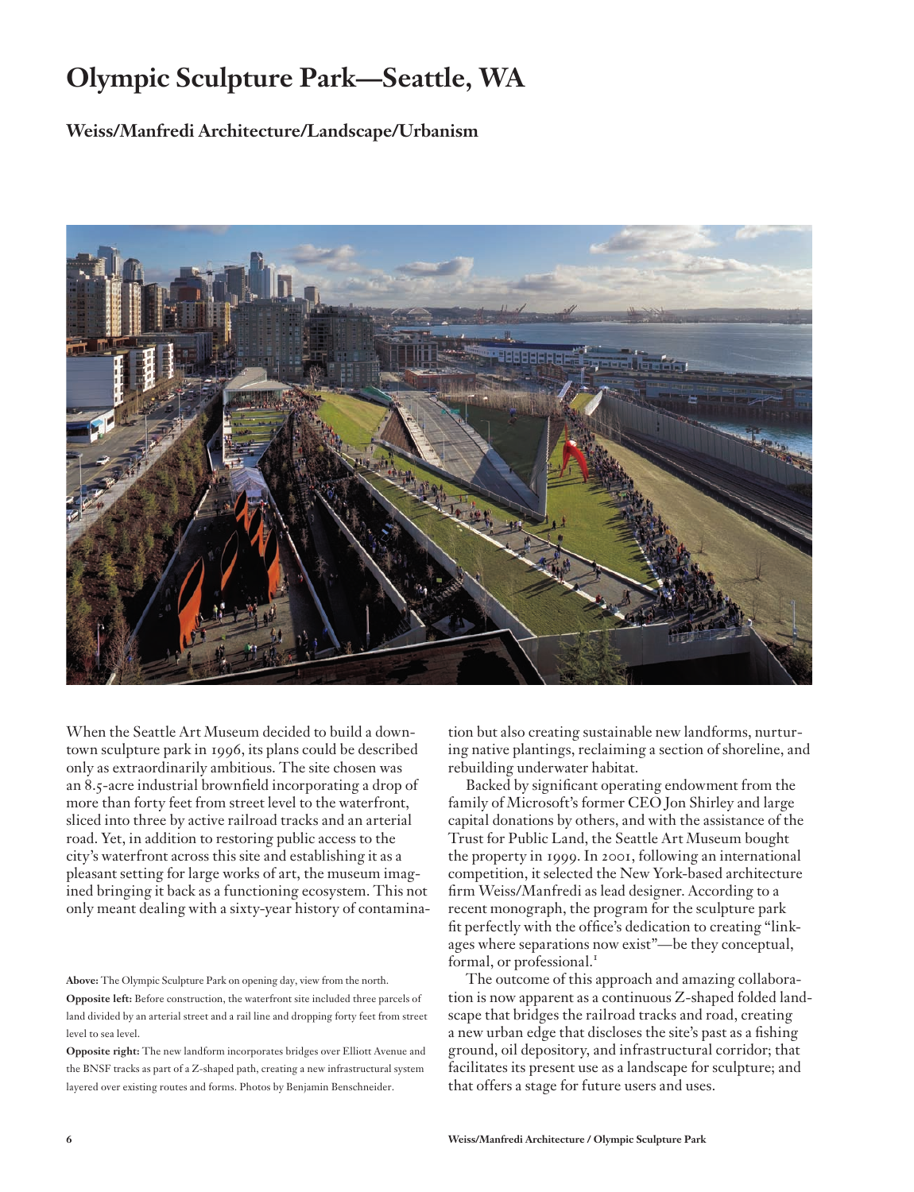# Olympic Sculpture Park—Seattle, WA

## Weiss/Manfredi Architecture/Landscape/Urbanism

When the Seattle Art Museum decided to build a downtown sculpture park in 1996, its plans could be described only as extraordinarily ambitious. The site chosen was an 8.5-acre industrial brownfield incorporating a drop of more than forty feet from street level to the waterfront, sliced into three by active railroad tracks and an arterial road. Yet, in addition to restoring public access to the city's waterfront across this site and establishing it as a pleasant setting for large works of art, the museum imagined bringing it back as a functioning ecosystem. This not only meant dealing with a sixty-year history of contamination but also creating sustainable new landforms, nurturing native plantings, reclaiming a section of shoreline, and rebuilding underwater habitat.

Backed by significant operating endowment from the family of Microsoft's former CEO Jon Shirley and large capital donations by others, and with the assistance of the Trust for Public Land, the Seattle Art Museum bought the property in 1999. In 2001, following an international competition, it selected the New York-based architecture firm Weiss/Manfredi as lead designer. According to a recent monograph, the program for the sculpture park fit perfectly with the office's dedication to creating "linkages where separations now exist"—be they conceptual, formal, or professional.[1]

The outcome of this approach and amazing collaboration is now apparent as a continuous Z-shaped folded landscape that bridges the railroad tracks and road, creating a new urban edge that discloses the site's past as a fishing ground, oil depository, and infrastructural corridor; that facilitates its present use as a landscape for sculpture; and that offers a stage for future users and uses.

**Above:** The Olympic Sculpture Park on opening day, view from the north.

**Opposite left:** Before construction, the waterfront site included three parcels of land divided by an arterial street and a rail line and dropping forty feet from street level to sea level.

**Opposite right:** The new landform incorporates bridges over Elliott Avenue and the BNSF tracks as part of a Z-shaped path, creating a new infrastructural system layered over existing routes and forms. Photos by Benjamin Benschneider.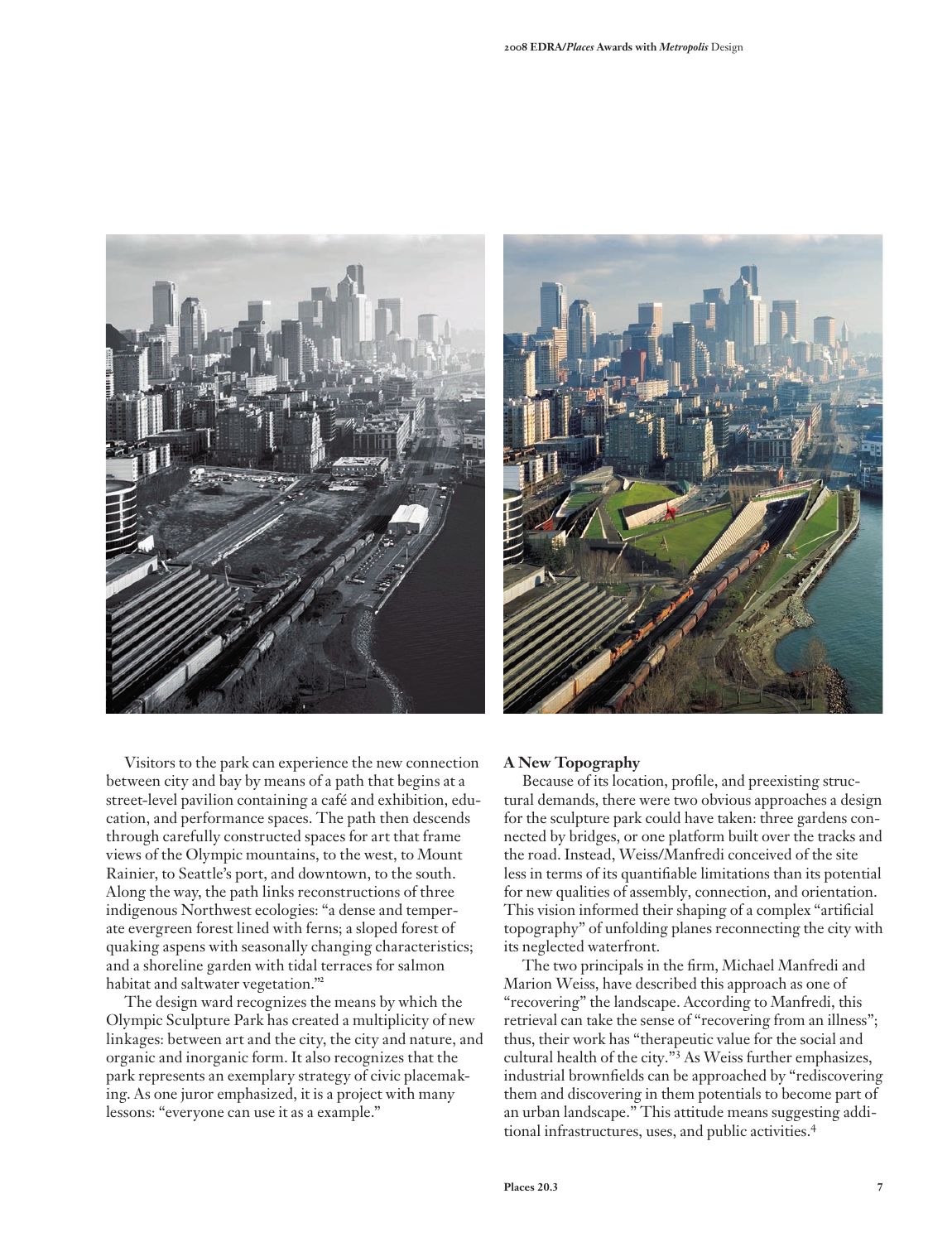Visitors to the park can experience the new connection between city and bay by means of a path that begins at a street-level pavilion containing a café and exhibition, education, and performance spaces. The path then descends through carefully constructed spaces for art that frame views of the Olympic mountains, to the west, to Mount Rainier, to Seattle's port, and downtown, to the south. Along the way, the path links reconstructions of three indigenous Northwest ecologies: "a dense and temperate evergreen forest lined with ferns; a sloped forest of quaking aspens with seasonally changing characteristics; and a shoreline garden with tidal terraces for salmon habitat and saltwater vegetation."[2]

The design ward recognizes the means by which the Olympic Sculpture Park has created a multiplicity of new linkages: between art and the city, the city and nature, and organic and inorganic form. It also recognizes that the park represents an exemplary strategy of civic placemaking. As one juror emphasized, it is a project with many lessons: "everyone can use it as a example."

### A New Topography

Because of its location, profile, and preexisting structural demands, there were two obvious approaches a design for the sculpture park could have taken: three gardens connected by bridges, or one platform built over the tracks and the road. Instead, Weiss/Manfredi conceived of the site less in terms of its quantifiable limitations than its potential for new qualities of assembly, connection, and orientation. This vision informed their shaping of a complex "artificial topography" of unfolding planes reconnecting the city with its neglected waterfront.

The two principals in the firm, Michael Manfredi and Marion Weiss, have described this approach as one of "recovering" the landscape. According to Manfredi, this retrieval can take the sense of "recovering from an illness"; thus, their work has "therapeutic value for the social and cultural health of the city."[3] As Weiss further emphasizes, industrial brownfields can be approached by "rediscovering them and discovering in them potentials to become part of an urban landscape." This attitude means suggesting additional infrastructures, uses, and public activities.[4]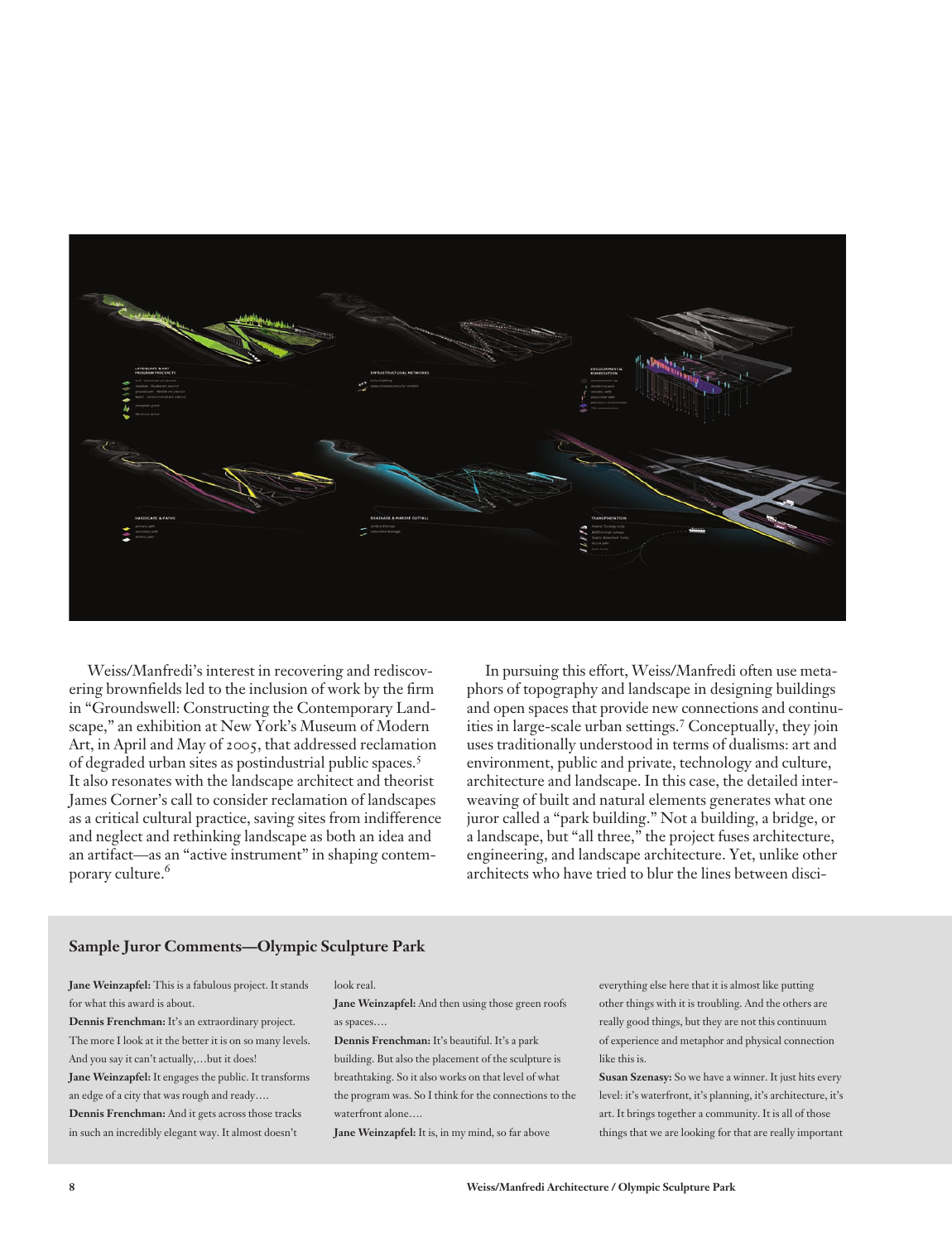Weiss/Manfredi's interest in recovering and rediscovering brownfields led to the inclusion of work by the firm in "Groundswell: Constructing the Contemporary Landscape," an exhibition at New York's Museum of Modern Art, in April and May of 2005, that addressed reclamation of degraded urban sites as postindustrial public spaces.[5] It also resonates with the landscape architect and theorist James Corner's call to consider reclamation of landscapes as a critical cultural practice, saving sites from indifference and neglect and rethinking landscape as both an idea and an artifact—as an "active instrument" in shaping contemporary culture.[6]

In pursuing this effort, Weiss/Manfredi often use metaphors of topography and landscape in designing buildings and open spaces that provide new connections and continuities in large-scale urban settings.[7] Conceptually, they join uses traditionally understood in terms of dualisms: art and environment, public and private, technology and culture, architecture and landscape. In this case, the detailed interweaving of built and natural elements generates what one juror called a "park building." Not a building, a bridge, or a landscape, but "all three," the project fuses architecture, engineering, and landscape architecture. Yet, unlike other architects who have tried to blur the lines between disci-

### Sample Juror Comments—Olympic Sculpture Park

**Jane Weinzapfel:** This is a fabulous project. It stands for what this award is about.

**Dennis Frenchman:** It's an extraordinary project. The more I look at it the better it is on so many levels. And you say it can't actually,…but it does!

**Jane Weinzapfel:** It engages the public. It transforms an edge of a city that was rough and ready….

**Dennis Frenchman:** And it gets across those tracks in such an incredibly elegant way. It almost doesn't look real.

**Jane Weinzapfel:** And then using those green roofs as spaces….

**Dennis Frenchman:** It's beautiful. It's a park building. But also the placement of the sculpture is breathtaking. So it also works on that level of what the program was. So I think for the connections to the waterfront alone….

**Jane Weinzapfel:** It is, in my mind, so far above everything else here that it is almost like putting other things with it is troubling. And the others are really good things, but they are not this continuum of experience and metaphor and physical connection like this is.

**Susan Szenasy:** So we have a winner. It just hits every level: it's waterfront, it's planning, it's architecture, it's art. It brings together a community. It is all of those things that we are looking for that are really important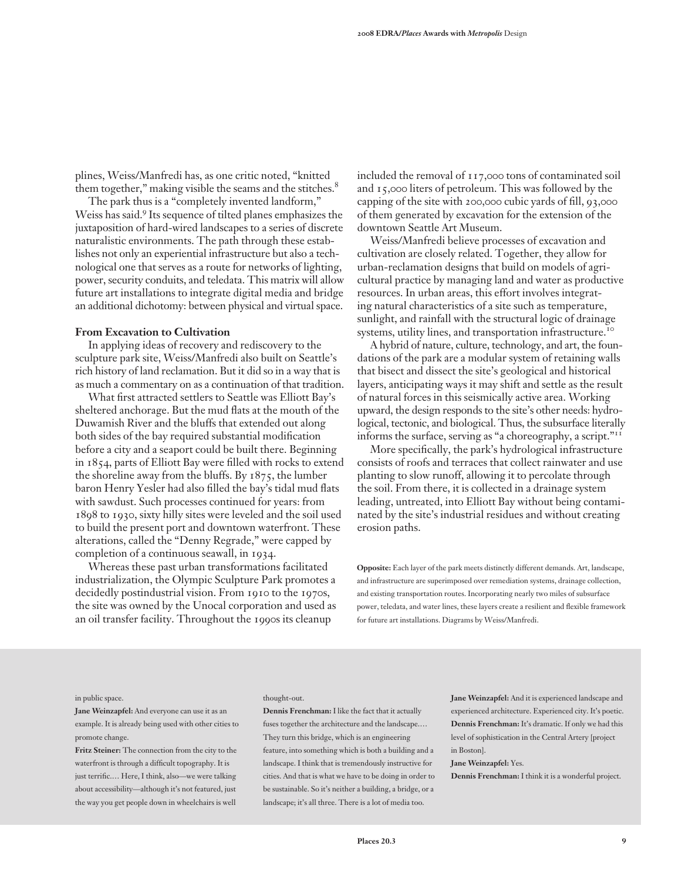plines, Weiss/Manfredi has, as one critic noted, "knitted them together," making visible the seams and the stitches.[8]

The park thus is a "completely invented landform," Weiss has said.[9] Its sequence of tilted planes emphasizes the juxtaposition of hard-wired landscapes to a series of discrete naturalistic environments. The path through these establishes not only an experiential infrastructure but also a technological one that serves as a route for networks of lighting, power, security conduits, and teledata. This matrix will allow future art installations to integrate digital media and bridge an additional dichotomy: between physical and virtual space.

**From Excavation to Cultivation**

In applying ideas of recovery and rediscovery to the sculpture park site, Weiss/Manfredi also built on Seattle's rich history of land reclamation. But it did so in a way that is as much a commentary on as a continuation of that tradition.

What first attracted settlers to Seattle was Elliott Bay's sheltered anchorage. But the mud flats at the mouth of the Duwamish River and the bluffs that extended out along both sides of the bay required substantial modification before a city and a seaport could be built there. Beginning in 1854, parts of Elliott Bay were filled with rocks to extend the shoreline away from the bluffs. By 1875, the lumber baron Henry Yesler had also filled the bay's tidal mud flats with sawdust. Such processes continued for years: from 1898 to 1930, sixty hilly sites were leveled and the soil used to build the present port and downtown waterfront. These alterations, called the "Denny Regrade," were capped by completion of a continuous seawall, in 1934.

Whereas these past urban transformations facilitated industrialization, the Olympic Sculpture Park promotes a decidedly postindustrial vision. From 1910 to the 1970s, the site was owned by the Unocal corporation and used as an oil transfer facility. Throughout the 1990s its cleanup included the removal of 117,000 tons of contaminated soil and 15,000 liters of petroleum. This was followed by the capping of the site with 200,000 cubic yards of fill, 93,000 of them generated by excavation for the extension of the downtown Seattle Art Museum.

Weiss/Manfredi believe processes of excavation and cultivation are closely related. Together, they allow for urban-reclamation designs that build on models of agricultural practice by managing land and water as productive resources. In urban areas, this effort involves integrating natural characteristics of a site such as temperature, sunlight, and rainfall with the structural logic of drainage systems, utility lines, and transportation infrastructure.[10]

A hybrid of nature, culture, technology, and art, the foundations of the park are a modular system of retaining walls that bisect and dissect the site's geological and historical layers, anticipating ways it may shift and settle as the result of natural forces in this seismically active area. Working upward, the design responds to the site's other needs: hydrological, tectonic, and biological. Thus, the subsurface literally informs the surface, serving as "a choreography, a script."[11]

More specifically, the park's hydrological infrastructure consists of roofs and terraces that collect rainwater and use planting to slow runoff, allowing it to percolate through the soil. From there, it is collected in a drainage system leading, untreated, into Elliott Bay without being contaminated by the site's industrial residues and without creating erosion paths.

**Opposite:** Each layer of the park meets distinctly different demands. Art, landscape, and infrastructure are superimposed over remediation systems, drainage collection, and existing transportation routes. Incorporating nearly two miles of subsurface power, teledata, and water lines, these layers create a resilient and flexible framework for future art installations. Diagrams by Weiss/Manfredi.

in public space.

**Jane Weinzapfel:** And everyone can use it as an example. It is already being used with other cities to promote change.

**Fritz Steiner:** The connection from the city to the waterfront is through a difficult topography. It is just terrific.... Here, I think, also—we were talking about accessibility—although it's not featured, just the way you get people down in wheelchairs is well thought-out.

**Dennis Frenchman:** I like the fact that it actually fuses together the architecture and the landscape.... They turn this bridge, which is an engineering feature, into something which is both a building and a landscape. I think that is tremendously instructive for cities. And that is what we have to be doing in order to be sustainable. So it's neither a building, a bridge, or a landscape; it's all three. There is a lot of media too.

**Jane Weinzapfel:** And it is experienced landscape and experienced architecture. Experienced city. It's poetic.

**Dennis Frenchman:** It's dramatic. If only we had this level of sophistication in the Central Artery [project in Boston].

**Jane Weinzapfel:** Yes.

**Dennis Frenchman:** I think it is a wonderful project.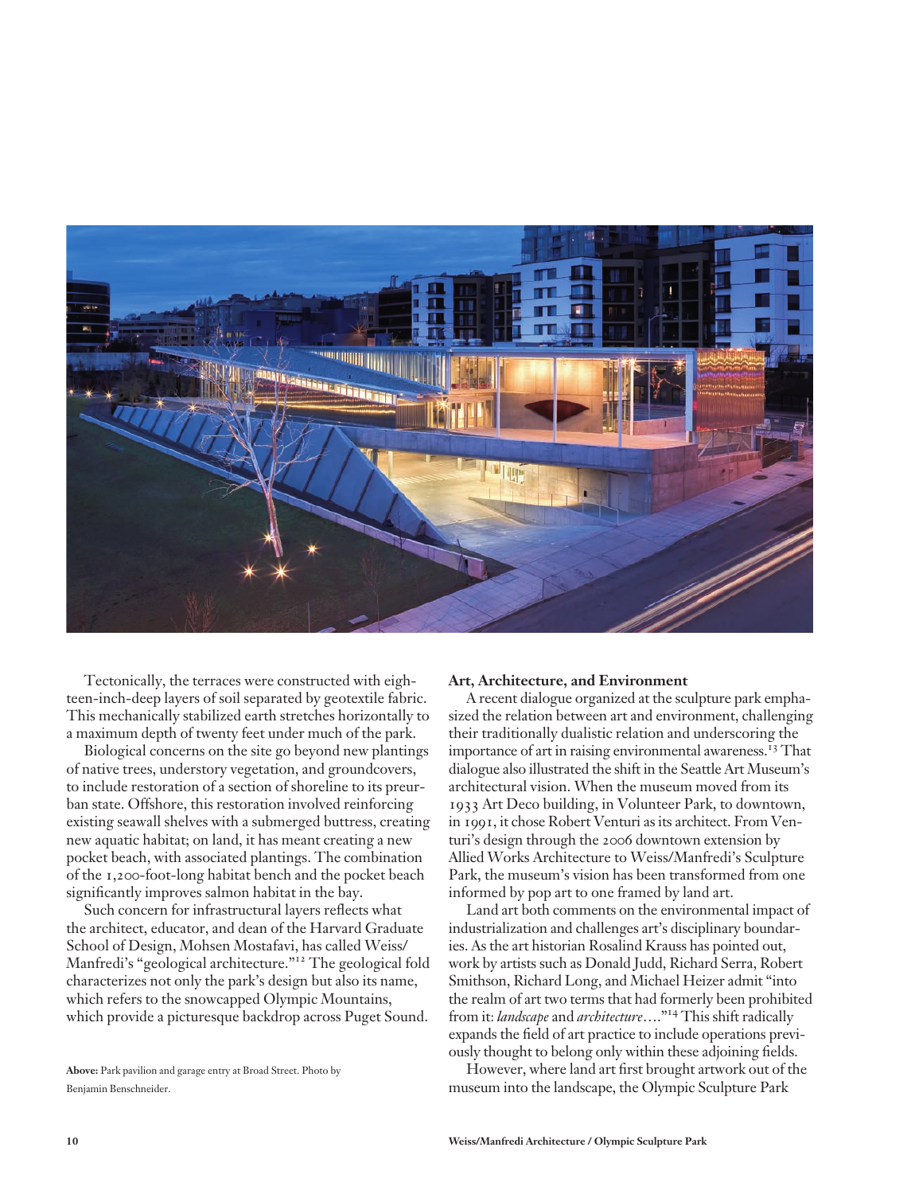Tectonically, the terraces were constructed with eighteen-inch-deep layers of soil separated by geotextile fabric. This mechanically stabilized earth stretches horizontally to a maximum depth of twenty feet under much of the park.

Biological concerns on the site go beyond new plantings of native trees, understory vegetation, and groundcovers, to include restoration of a section of shoreline to its preurban state. Offshore, this restoration involved reinforcing existing seawall shelves with a submerged buttress, creating new aquatic habitat; on land, it has meant creating a new pocket beach, with associated plantings. The combination of the 1,200-foot-long habitat bench and the pocket beach significantly improves salmon habitat in the bay.

Such concern for infrastructural layers reflects what the architect, educator, and dean of the Harvard Graduate School of Design, Mohsen Mostafavi, has called Weiss/Manfredi's "geological architecture."[12] The geological fold characterizes not only the park's design but also its name, which refers to the snowcapped Olympic Mountains, which provide a picturesque backdrop across Puget Sound.

**Above:** Park pavilion and garage entry at Broad Street. Photo by Benjamin Benschneider.

**Art, Architecture, and Environment**

A recent dialogue organized at the sculpture park emphasized the relation between art and environment, challenging their traditionally dualistic relation and underscoring the importance of art in raising environmental awareness.[13] That dialogue also illustrated the shift in the Seattle Art Museum's architectural vision. When the museum moved from its 1933 Art Deco building, in Volunteer Park, to downtown, in 1991, it chose Robert Venturi as its architect. From Venturi's design through the 2006 downtown extension by Allied Works Architecture to Weiss/Manfredi's Sculpture Park, the museum's vision has been transformed from one informed by pop art to one framed by land art.

Land art both comments on the environmental impact of industrialization and challenges art's disciplinary boundaries. As the art historian Rosalind Krauss has pointed out, work by artists such as Donald Judd, Richard Serra, Robert Smithson, Richard Long, and Michael Heizer admit "into the realm of art two terms that had formerly been prohibited from it: *landscape* and *architecture*...."[14] This shift radically expands the field of art practice to include operations previously thought to belong only within these adjoining fields.

However, where land art first brought artwork out of the museum into the landscape, the Olympic Sculpture Park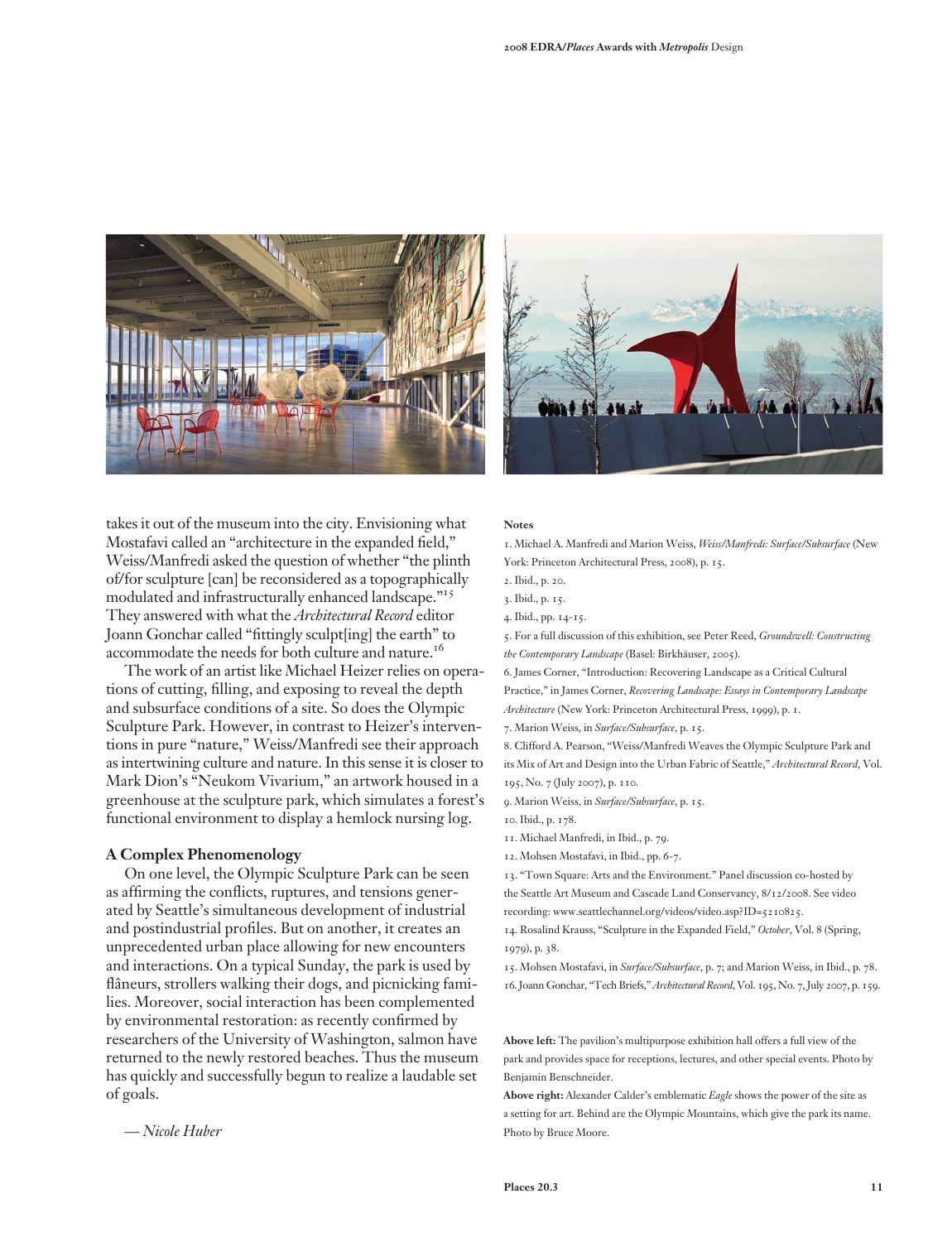takes it out of the museum into the city. Envisioning what Mostafavi called an "architecture in the expanded field," Weiss/Manfredi asked the question of whether "the plinth of/for sculpture [can] be reconsidered as a topographically modulated and infrastructurally enhanced landscape."[15] They answered with what the *Architectural Record* editor Joann Gonchar called "fittingly sculpt[ing] the earth" to accommodate the needs for both culture and nature.[16]

The work of an artist like Michael Heizer relies on operations of cutting, filling, and exposing to reveal the depth and subsurface conditions of a site. So does the Olympic Sculpture Park. However, in contrast to Heizer's interventions in pure "nature," Weiss/Manfredi see their approach as intertwining culture and nature. In this sense it is closer to Mark Dion's "Neukom Vivarium," an artwork housed in a greenhouse at the sculpture park, which simulates a forest's functional environment to display a hemlock nursing log.

### A Complex Phenomenology

On one level, the Olympic Sculpture Park can be seen as affirming the conflicts, ruptures, and tensions generated by Seattle's simultaneous development of industrial and postindustrial profiles. But on another, it creates an unprecedented urban place allowing for new encounters and interactions. On a typical Sunday, the park is used by flâneurs, strollers walking their dogs, and picnicking families. Moreover, social interaction has been complemented by environmental restoration: as recently confirmed by researchers of the University of Washington, salmon have returned to the newly restored beaches. Thus the museum has quickly and successfully begun to realize a laudable set of goals.

— *Nicole Huber*

**Notes**

1. Michael A. Manfredi and Marion Weiss, *Weiss/Manfredi: Surface/Subsurface* (New York: Princeton Architectural Press, 2008), p. 15.
2. Ibid., p. 20.
3. Ibid., p. 15.
4. Ibid., pp. 14-15.
5. For a full discussion of this exhibition, see Peter Reed, *Groundswell: Constructing the Contemporary Landscape* (Basel: Birkhäuser, 2005).
6. James Corner, "Introduction: Recovering Landscape as a Critical Cultural Practice," in James Corner, *Recovering Landscape: Essays in Contemporary Landscape Architecture* (New York: Princeton Architectural Press, 1999), p. 1.
7. Marion Weiss, in *Surface/Subsurface*, p. 15.
8. Clifford A. Pearson, "Weiss/Manfredi Weaves the Olympic Sculpture Park and its Mix of Art and Design into the Urban Fabric of Seattle," *Architectural Record*, Vol. 195, No. 7 (July 2007), p. 110.
9. Marion Weiss, in *Surface/Subsurface*, p. 15.
10. Ibid., p. 178.
11. Michael Manfredi, in Ibid., p. 79.
12. Mohsen Mostafavi, in Ibid., pp. 6-7.
13. "Town Square: Arts and the Environment." Panel discussion co-hosted by the Seattle Art Museum and Cascade Land Conservancy, 8/12/2008. See video recording: www.seattlechannel.org/videos/video.asp?ID=5210825.
14. Rosalind Krauss, "Sculpture in the Expanded Field," *October*, Vol. 8 (Spring, 1979), p. 38.
15. Mohsen Mostafavi, in *Surface/Subsurface*, p. 7; and Marion Weiss, in Ibid., p. 78.
16. Joann Gonchar, "Tech Briefs," *Architectural Record*, Vol. 195, No. 7, July 2007, p. 159.

**Above left:** The pavilion's multipurpose exhibition hall offers a full view of the park and provides space for receptions, lectures, and other special events. Photo by Benjamin Benschneider.

**Above right:** Alexander Calder's emblematic *Eagle* shows the power of the site as a setting for art. Behind are the Olympic Mountains, which give the park its name. Photo by Bruce Moore.